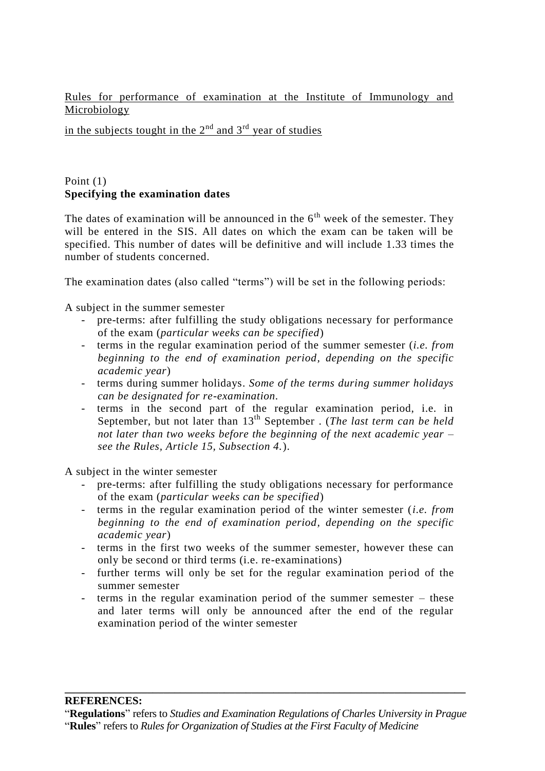Rules for performance of examination at the Institute of Immunology and Microbiology

in the subjects tought in the 2nd and 3rd year of studies

Point (1)
**Specifying the examination dates**

The dates of examination will be announced in the 6th week of the semester. They will be entered in the SIS. All dates on which the exam can be taken will be specified. This number of dates will be definitive and will include 1.33 times the number of students concerned.

The examination dates (also called "terms") will be set in the following periods:

A subject in the summer semester

- pre-terms: after fulfilling the study obligations necessary for performance of the exam (*particular weeks can be specified*)
- terms in the regular examination period of the summer semester (*i.e. from beginning to the end of examination period, depending on the specific academic year*)
- terms during summer holidays. *Some of the terms during summer holidays can be designated for re-examination.*
- terms in the second part of the regular examination period, i.e. in September, but not later than 13th September . (*The last term can be held not later than two weeks before the beginning of the next academic year – see the Rules, Article 15, Subsection 4.*).

A subject in the winter semester

- pre-terms: after fulfilling the study obligations necessary for performance of the exam (*particular weeks can be specified*)
- terms in the regular examination period of the winter semester (*i.e. from beginning to the end of examination period, depending on the specific academic year*)
- terms in the first two weeks of the summer semester, however these can only be second or third terms (i.e. re-examinations)
- further terms will only be set for the regular examination period of the summer semester
- terms in the regular examination period of the summer semester – these and later terms will only be announced after the end of the regular examination period of the winter semester

---

**REFERENCES:**

"**Regulations**" refers to *Studies and Examination Regulations of Charles University in Prague*
"**Rules**" refers to *Rules for Organization of Studies at the First Faculty of Medicine*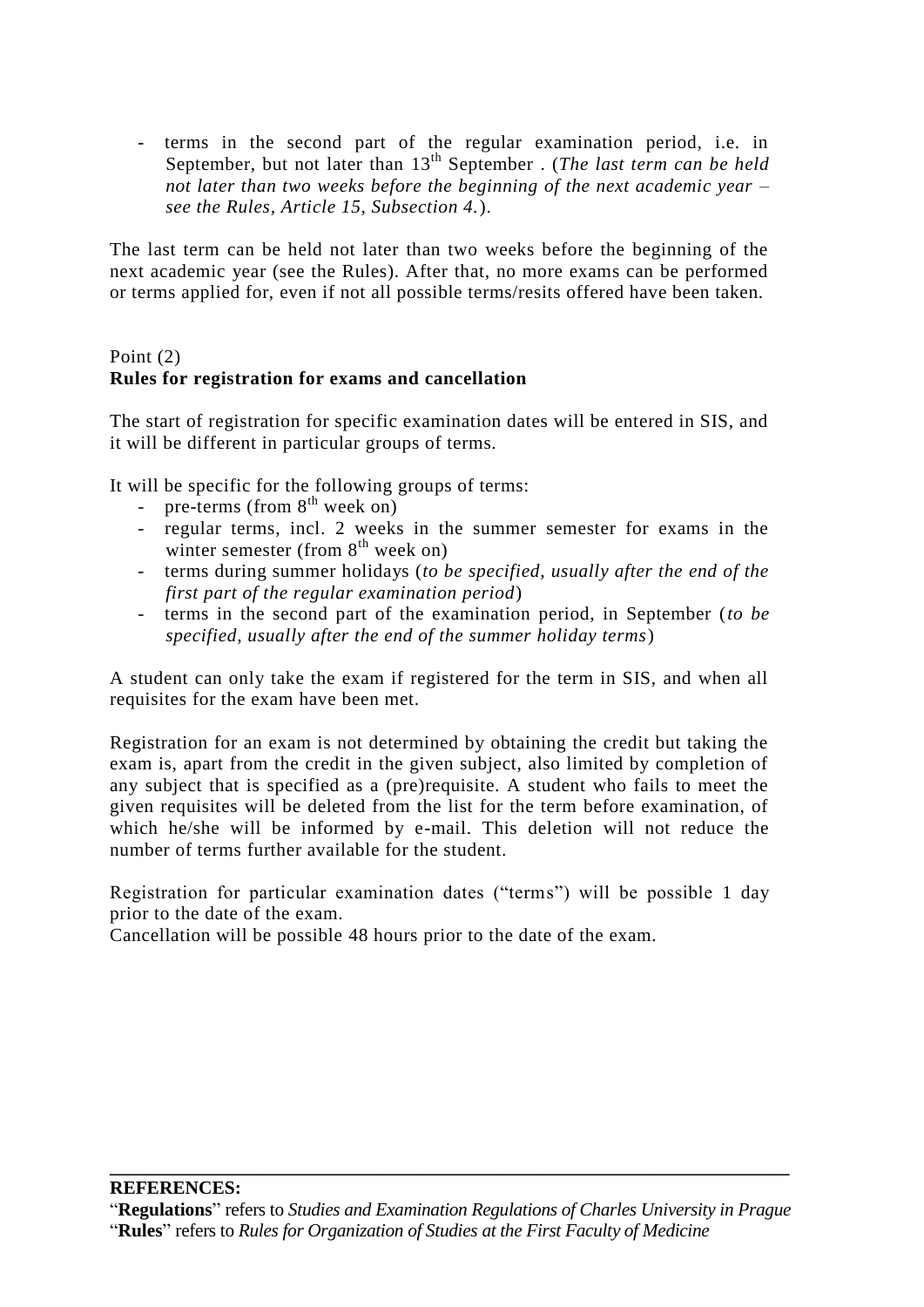- terms in the second part of the regular examination period, i.e. in September, but not later than 13th September . (*The last term can be held not later than two weeks before the beginning of the next academic year – see the Rules, Article 15, Subsection 4.*).

The last term can be held not later than two weeks before the beginning of the next academic year (see the Rules). After that, no more exams can be performed or terms applied for, even if not all possible terms/resits offered have been taken.

Point (2)
**Rules for registration for exams and cancellation**

The start of registration for specific examination dates will be entered in SIS, and it will be different in particular groups of terms.

It will be specific for the following groups of terms:

- pre-terms (from 8th week on)
- regular terms, incl. 2 weeks in the summer semester for exams in the winter semester (from 8th week on)
- terms during summer holidays (*to be specified, usually after the end of the first part of the regular examination period*)
- terms in the second part of the examination period, in September (*to be specified, usually after the end of the summer holiday terms*)

A student can only take the exam if registered for the term in SIS, and when all requisites for the exam have been met.

Registration for an exam is not determined by obtaining the credit but taking the exam is, apart from the credit in the given subject, also limited by completion of any subject that is specified as a (pre)requisite. A student who fails to meet the given requisites will be deleted from the list for the term before examination, of which he/she will be informed by e-mail. This deletion will not reduce the number of terms further available for the student.

Registration for particular examination dates ("terms") will be possible 1 day prior to the date of the exam.
Cancellation will be possible 48 hours prior to the date of the exam.

---

**REFERENCES:**
"**Regulations**" refers to *Studies and Examination Regulations of Charles University in Prague*
"**Rules**" refers to *Rules for Organization of Studies at the First Faculty of Medicine*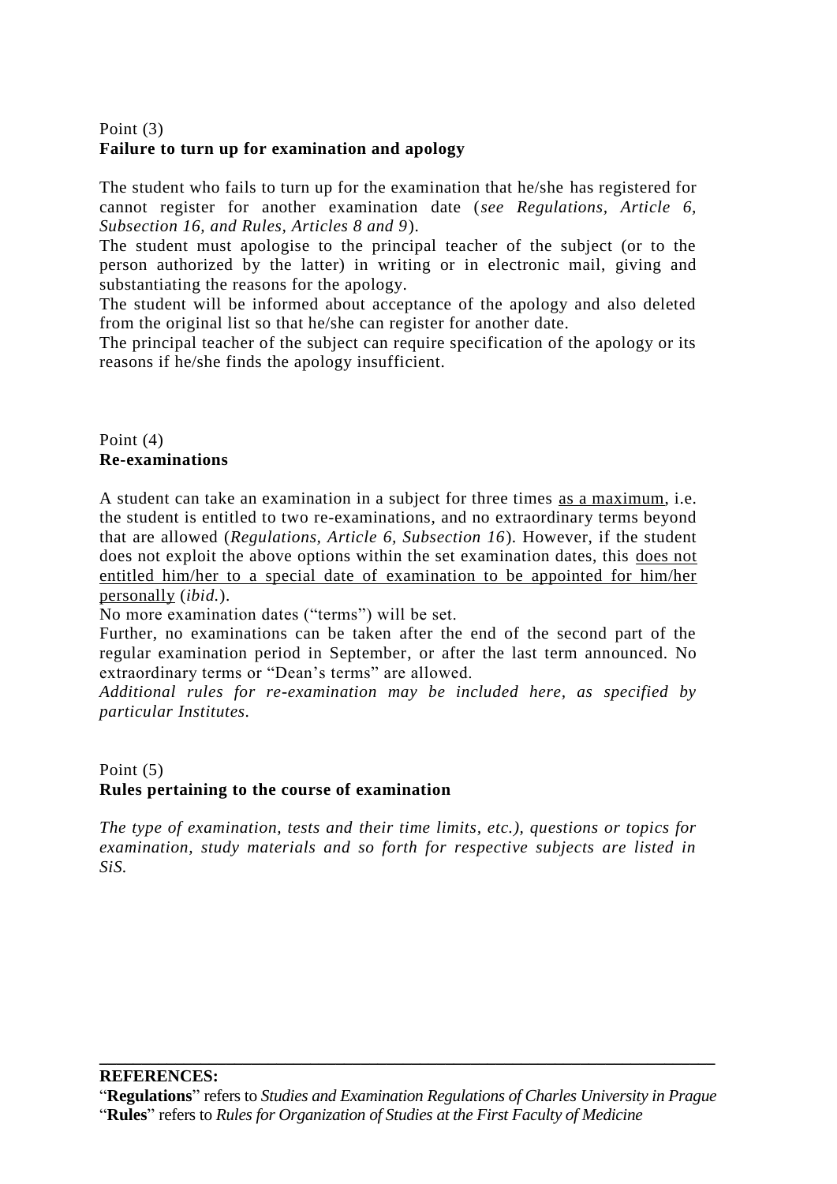Point (3)
**Failure to turn up for examination and apology**

The student who fails to turn up for the examination that he/she has registered for cannot register for another examination date (*see Regulations, Article 6, Subsection 16, and Rules, Articles 8 and 9*).
The student must apologise to the principal teacher of the subject (or to the person authorized by the latter) in writing or in electronic mail, giving and substantiating the reasons for the apology.
The student will be informed about acceptance of the apology and also deleted from the original list so that he/she can register for another date.
The principal teacher of the subject can require specification of the apology or its reasons if he/she finds the apology insufficient.

Point (4)
**Re-examinations**

A student can take an examination in a subject for three times <u>as a maximum</u>, i.e. the student is entitled to two re-examinations, and no extraordinary terms beyond that are allowed (*Regulations, Article 6, Subsection 16*). However, if the student does not exploit the above options within the set examination dates, this <u>does not entitled him/her to a special date of examination to be appointed for him/her personally</u> (*ibid.*).
No more examination dates ("terms") will be set.
Further, no examinations can be taken after the end of the second part of the regular examination period in September, or after the last term announced. No extraordinary terms or "Dean's terms" are allowed.
*Additional rules for re-examination may be included here, as specified by particular Institutes.*

Point (5)
**Rules pertaining to the course of examination**

*The type of examination, tests and their time limits, etc.), questions or topics for examination, study materials and so forth for respective subjects are listed in SiS.*

---

**REFERENCES:**
"**Regulations**" refers to *Studies and Examination Regulations of Charles University in Prague*
"**Rules**" refers to *Rules for Organization of Studies at the First Faculty of Medicine*